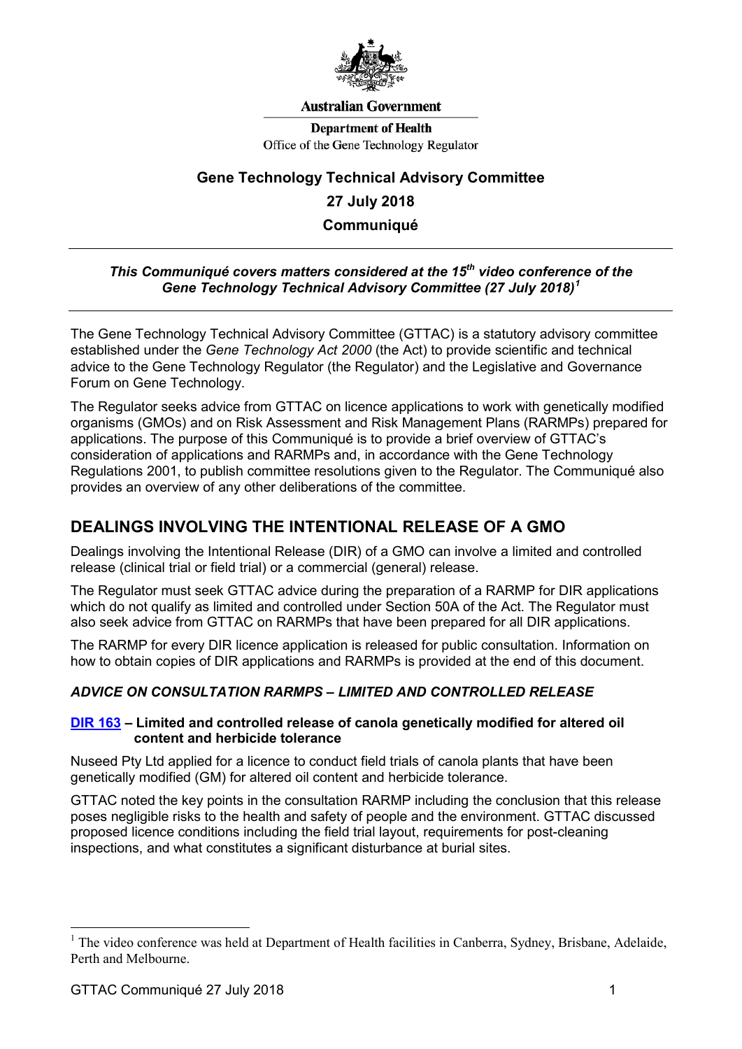Australian Government

Department of Health
Office of the Gene Technology Regulator

# Gene Technology Technical Advisory Committee

## 27 July 2018

## Communiqué

***This Communiqué covers matters considered at the 15th video conference of the Gene Technology Technical Advisory Committee (27 July 2018)[1]***

The Gene Technology Technical Advisory Committee (GTTAC) is a statutory advisory committee established under the *Gene Technology Act 2000* (the Act) to provide scientific and technical advice to the Gene Technology Regulator (the Regulator) and the Legislative and Governance Forum on Gene Technology.

The Regulator seeks advice from GTTAC on licence applications to work with genetically modified organisms (GMOs) and on Risk Assessment and Risk Management Plans (RARMPs) prepared for applications. The purpose of this Communiqué is to provide a brief overview of GTTAC's consideration of applications and RARMPs and, in accordance with the Gene Technology Regulations 2001, to publish committee resolutions given to the Regulator. The Communiqué also provides an overview of any other deliberations of the committee.

## DEALINGS INVOLVING THE INTENTIONAL RELEASE OF A GMO

Dealings involving the Intentional Release (DIR) of a GMO can involve a limited and controlled release (clinical trial or field trial) or a commercial (general) release.

The Regulator must seek GTTAC advice during the preparation of a RARMP for DIR applications which do not qualify as limited and controlled under Section 50A of the Act. The Regulator must also seek advice from GTTAC on RARMPs that have been prepared for all DIR applications.

The RARMP for every DIR licence application is released for public consultation. Information on how to obtain copies of DIR applications and RARMPs is provided at the end of this document.

### *ADVICE ON CONSULTATION RARMPS – LIMITED AND CONTROLLED RELEASE*

#### DIR 163 – Limited and controlled release of canola genetically modified for altered oil content and herbicide tolerance

Nuseed Pty Ltd applied for a licence to conduct field trials of canola plants that have been genetically modified (GM) for altered oil content and herbicide tolerance.

GTTAC noted the key points in the consultation RARMP including the conclusion that this release poses negligible risks to the health and safety of people and the environment. GTTAC discussed proposed licence conditions including the field trial layout, requirements for post-cleaning inspections, and what constitutes a significant disturbance at burial sites.

---

[1] The video conference was held at Department of Health facilities in Canberra, Sydney, Brisbane, Adelaide, Perth and Melbourne.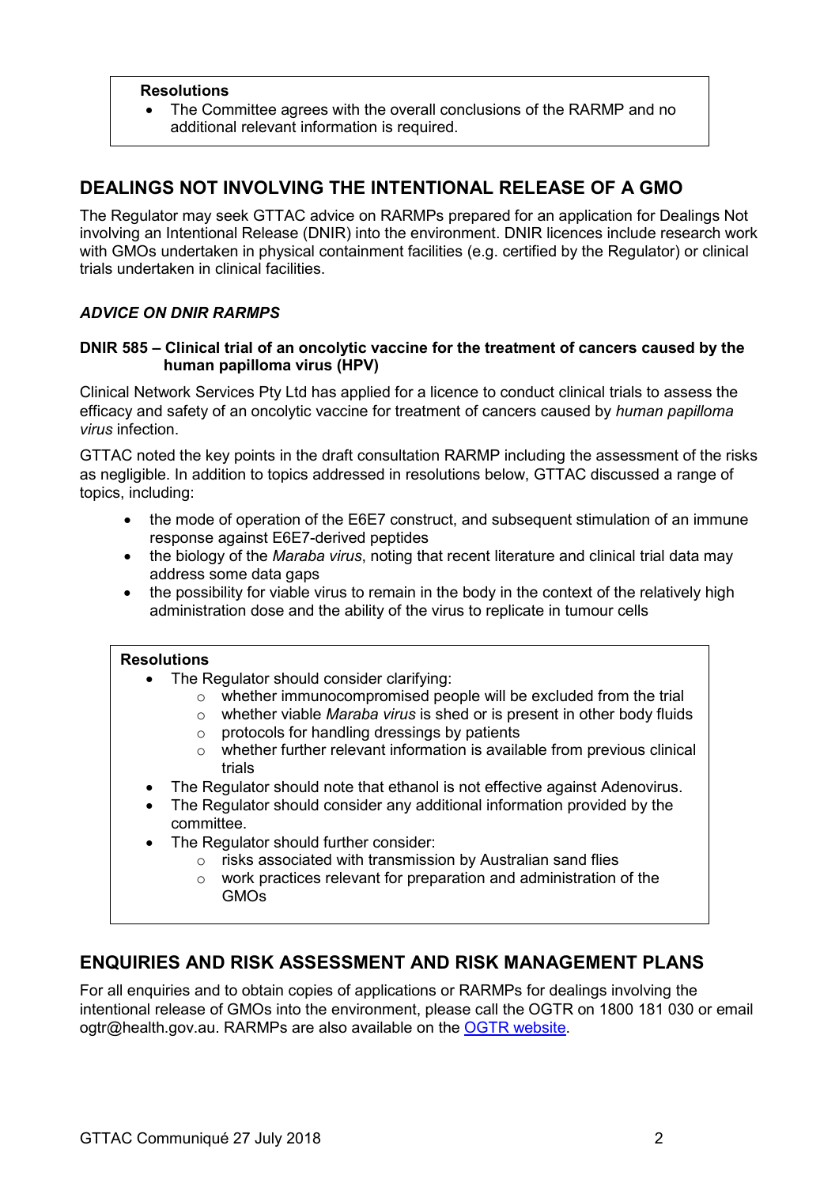**Resolutions**

- The Committee agrees with the overall conclusions of the RARMP and no additional relevant information is required.

## DEALINGS NOT INVOLVING THE INTENTIONAL RELEASE OF A GMO

The Regulator may seek GTTAC advice on RARMPs prepared for an application for Dealings Not involving an Intentional Release (DNIR) into the environment. DNIR licences include research work with GMOs undertaken in physical containment facilities (e.g. certified by the Regulator) or clinical trials undertaken in clinical facilities.

### *ADVICE ON DNIR RARMPS*

**DNIR 585 – Clinical trial of an oncolytic vaccine for the treatment of cancers caused by the human papilloma virus (HPV)**

Clinical Network Services Pty Ltd has applied for a licence to conduct clinical trials to assess the efficacy and safety of an oncolytic vaccine for treatment of cancers caused by *human papilloma virus* infection.

GTTAC noted the key points in the draft consultation RARMP including the assessment of the risks as negligible. In addition to topics addressed in resolutions below, GTTAC discussed a range of topics, including:

- the mode of operation of the E6E7 construct, and subsequent stimulation of an immune response against E6E7-derived peptides
- the biology of the *Maraba virus*, noting that recent literature and clinical trial data may address some data gaps
- the possibility for viable virus to remain in the body in the context of the relatively high administration dose and the ability of the virus to replicate in tumour cells

**Resolutions**

- The Regulator should consider clarifying:
  - whether immunocompromised people will be excluded from the trial
  - whether viable *Maraba virus* is shed or is present in other body fluids
  - protocols for handling dressings by patients
  - whether further relevant information is available from previous clinical trials
- The Regulator should note that ethanol is not effective against Adenovirus.
- The Regulator should consider any additional information provided by the committee.
- The Regulator should further consider:
  - risks associated with transmission by Australian sand flies
  - work practices relevant for preparation and administration of the GMOs

## ENQUIRIES AND RISK ASSESSMENT AND RISK MANAGEMENT PLANS

For all enquiries and to obtain copies of applications or RARMPs for dealings involving the intentional release of GMOs into the environment, please call the OGTR on 1800 181 030 or email ogtr@health.gov.au. RARMPs are also available on the OGTR website.